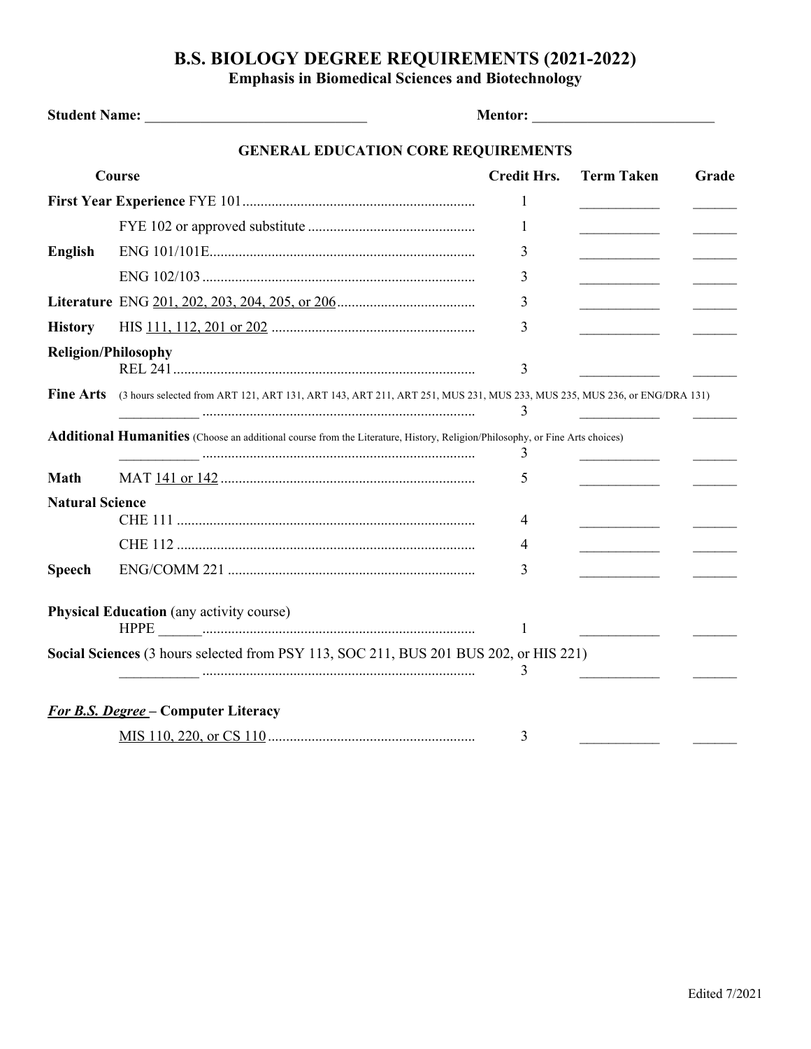# B.S. BIOLOGY DEGREE REQUIREMENTS (2021-2022)

## Emphasis in Biomedical Sciences and Biotechnology

**Student Name:** ______________________________ **Mentor:** _________________________

### GENERAL EDUCATION CORE REQUIREMENTS

| Course | | Credit Hrs. | Term Taken | Grade |
|---|---|---|---|---|
| **First Year Experience** | FYE 101 | 1 | ___________ | ______ |
| | FYE 102 or approved substitute | 1 | ___________ | ______ |
| **English** | ENG 101/101E | 3 | ___________ | ______ |
| | ENG 102/103 | 3 | ___________ | ______ |
| **Literature** | ENG 201, 202, 203, 204, 205, or 206 | 3 | ___________ | ______ |
| **History** | HIS 111, 112, 201 or 202 | 3 | ___________ | ______ |
| **Religion/Philosophy** | REL 241 | 3 | ___________ | ______ |
| **Fine Arts** (3 hours selected from ART 121, ART 131, ART 143, ART 211, ART 251, MUS 231, MUS 233, MUS 235, MUS 236, or ENG/DRA 131) | ___________ | 3 | ___________ | ______ |
| **Additional Humanities** (Choose an additional course from the Literature, History, Religion/Philosophy, or Fine Arts choices) | ___________ | 3 | ___________ | ______ |
| **Math** | MAT 141 or 142 | 5 | ___________ | ______ |
| **Natural Science** | CHE 111 | 4 | ___________ | ______ |
| | CHE 112 | 4 | ___________ | ______ |
| **Speech** | ENG/COMM 221 | 3 | ___________ | ______ |
| **Physical Education** (any activity course) | HPPE ______ | 1 | ___________ | ______ |
| **Social Sciences** (3 hours selected from PSY 113, SOC 211, BUS 201 BUS 202, or HIS 221) | ___________ | 3 | ___________ | ______ |

***For B.S. Degree*** **– Computer Literacy**

| Course | Credit Hrs. | Term Taken | Grade |
|---|---|---|---|
| MIS 110, 220, or CS 110 | 3 | ___________ | ______ |

Edited 7/2021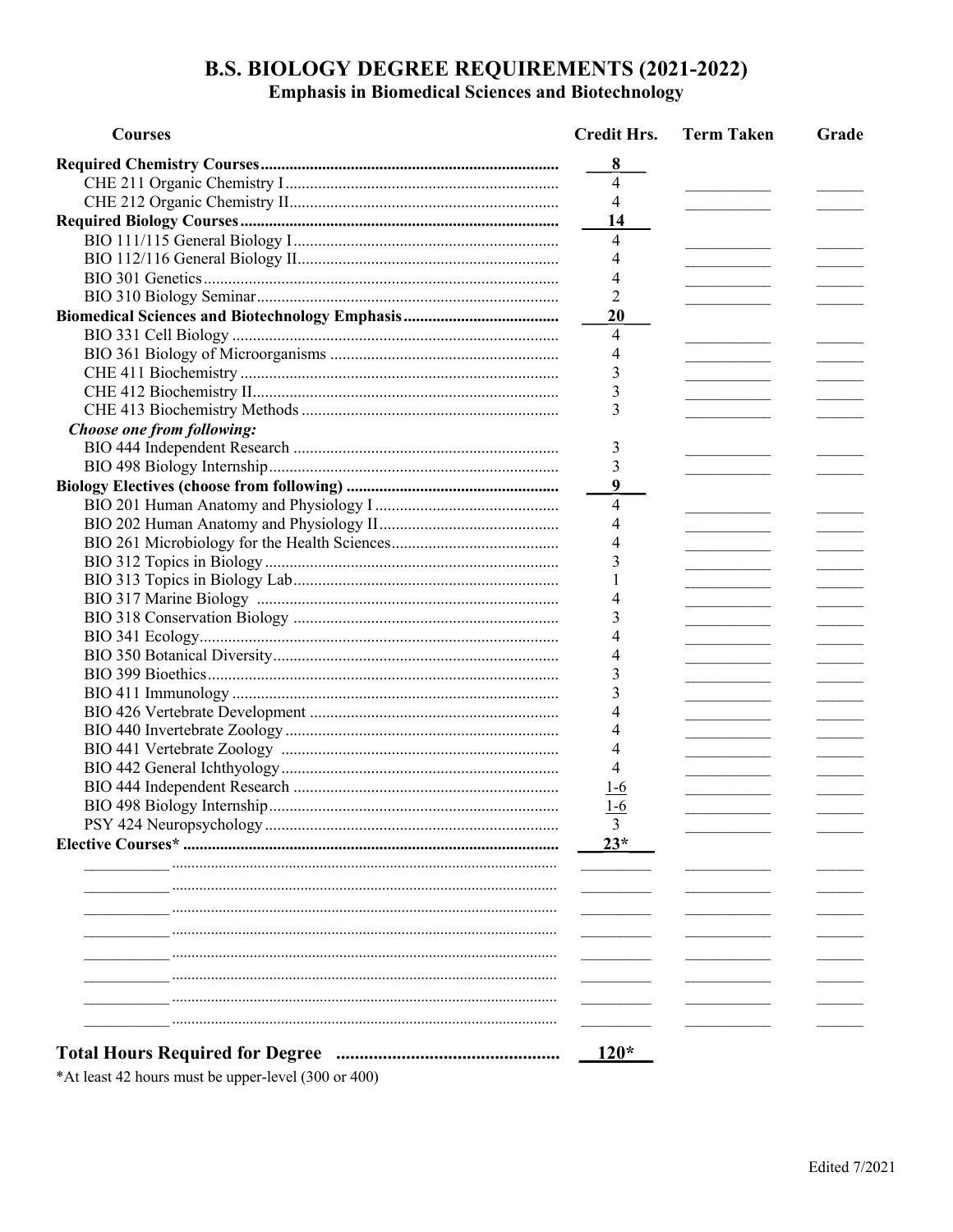# B.S. BIOLOGY DEGREE REQUIREMENTS (2021-2022)

## Emphasis in Biomedical Sciences and Biotechnology

| Courses | Credit Hrs. | Term Taken | Grade |
|---|---|---|---|
| **Required Chemistry Courses** | **8** | | |
| CHE 211 Organic Chemistry I | 4 | | |
| CHE 212 Organic Chemistry II | 4 | | |
| **Required Biology Courses** | **14** | | |
| BIO 111/115 General Biology I | 4 | | |
| BIO 112/116 General Biology II | 4 | | |
| BIO 301 Genetics | 4 | | |
| BIO 310 Biology Seminar | 2 | | |
| **Biomedical Sciences and Biotechnology Emphasis** | **20** | | |
| BIO 331 Cell Biology | 4 | | |
| BIO 361 Biology of Microorganisms | 4 | | |
| CHE 411 Biochemistry | 3 | | |
| CHE 412 Biochemistry II | 3 | | |
| CHE 413 Biochemistry Methods | 3 | | |
| ***Choose one from following:*** | | | |
| BIO 444 Independent Research | 3 | | |
| BIO 498 Biology Internship | 3 | | |
| **Biology Electives (choose from following)** | **9** | | |
| BIO 201 Human Anatomy and Physiology I | 4 | | |
| BIO 202 Human Anatomy and Physiology II | 4 | | |
| BIO 261 Microbiology for the Health Sciences | 4 | | |
| BIO 312 Topics in Biology | 3 | | |
| BIO 313 Topics in Biology Lab | 1 | | |
| BIO 317 Marine Biology | 4 | | |
| BIO 318 Conservation Biology | 3 | | |
| BIO 341 Ecology | 4 | | |
| BIO 350 Botanical Diversity | 4 | | |
| BIO 399 Bioethics | 3 | | |
| BIO 411 Immunology | 3 | | |
| BIO 426 Vertebrate Development | 4 | | |
| BIO 440 Invertebrate Zoology | 4 | | |
| BIO 441 Vertebrate Zoology | 4 | | |
| BIO 442 General Ichthyology | 4 | | |
| BIO 444 Independent Research | 1-6 | | |
| BIO 498 Biology Internship | 1-6 | | |
| PSY 424 Neuropsychology | 3 | | |
| **Elective Courses*** | **23*** | | |
| | | | |
| | | | |
| | | | |
| | | | |
| | | | |
| | | | |
| | | | |
| | | | |
| **Total Hours Required for Degree** | **120*** | | |

*At least 42 hours must be upper-level (300 or 400)

Edited 7/2021